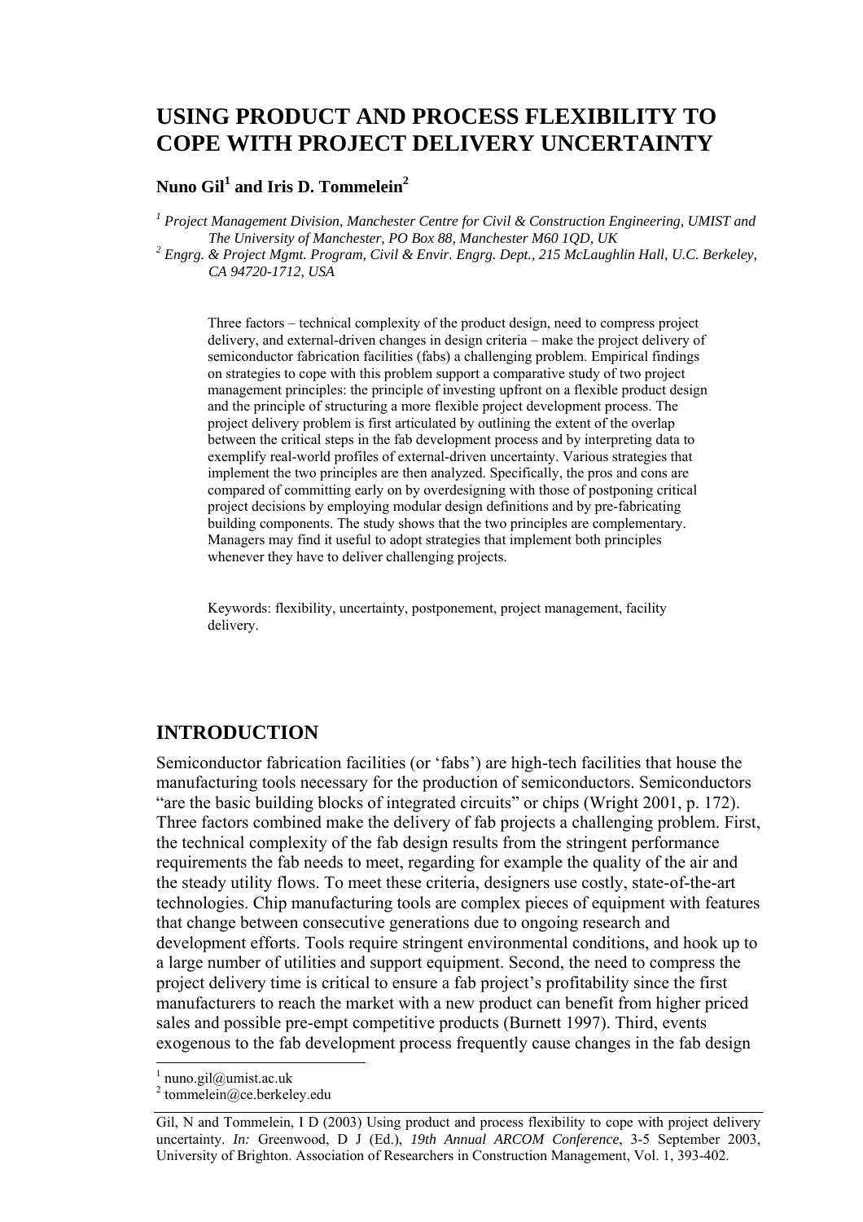# USING PRODUCT AND PROCESS FLEXIBILITY TO COPE WITH PROJECT DELIVERY UNCERTAINTY

**Nuno Gil[1] and Iris D. Tommelein[2]**

[1] *Project Management Division, Manchester Centre for Civil & Construction Engineering, UMIST and The University of Manchester, PO Box 88, Manchester M60 1QD, UK*

[2] *Engrg. & Project Mgmt. Program, Civil & Envir. Engrg. Dept., 215 McLaughlin Hall, U.C. Berkeley, CA 94720-1712, USA*

Three factors – technical complexity of the product design, need to compress project delivery, and external-driven changes in design criteria – make the project delivery of semiconductor fabrication facilities (fabs) a challenging problem. Empirical findings on strategies to cope with this problem support a comparative study of two project management principles: the principle of investing upfront on a flexible product design and the principle of structuring a more flexible project development process. The project delivery problem is first articulated by outlining the extent of the overlap between the critical steps in the fab development process and by interpreting data to exemplify real-world profiles of external-driven uncertainty. Various strategies that implement the two principles are then analyzed. Specifically, the pros and cons are compared of committing early on by overdesigning with those of postponing critical project decisions by employing modular design definitions and by pre-fabricating building components. The study shows that the two principles are complementary. Managers may find it useful to adopt strategies that implement both principles whenever they have to deliver challenging projects.

Keywords: flexibility, uncertainty, postponement, project management, facility delivery.

## INTRODUCTION

Semiconductor fabrication facilities (or 'fabs') are high-tech facilities that house the manufacturing tools necessary for the production of semiconductors. Semiconductors "are the basic building blocks of integrated circuits" or chips (Wright 2001, p. 172). Three factors combined make the delivery of fab projects a challenging problem. First, the technical complexity of the fab design results from the stringent performance requirements the fab needs to meet, regarding for example the quality of the air and the steady utility flows. To meet these criteria, designers use costly, state-of-the-art technologies. Chip manufacturing tools are complex pieces of equipment with features that change between consecutive generations due to ongoing research and development efforts. Tools require stringent environmental conditions, and hook up to a large number of utilities and support equipment. Second, the need to compress the project delivery time is critical to ensure a fab project's profitability since the first manufacturers to reach the market with a new product can benefit from higher priced sales and possible pre-empt competitive products (Burnett 1997). Third, events exogenous to the fab development process frequently cause changes in the fab design

[1] nuno.gil@umist.ac.uk

[2] tommelein@ce.berkeley.edu

Gil, N and Tommelein, I D (2003) Using product and process flexibility to cope with project delivery uncertainty. *In:* Greenwood, D J (Ed.), *19th Annual ARCOM Conference*, 3-5 September 2003, University of Brighton. Association of Researchers in Construction Management, Vol. 1, 393-402.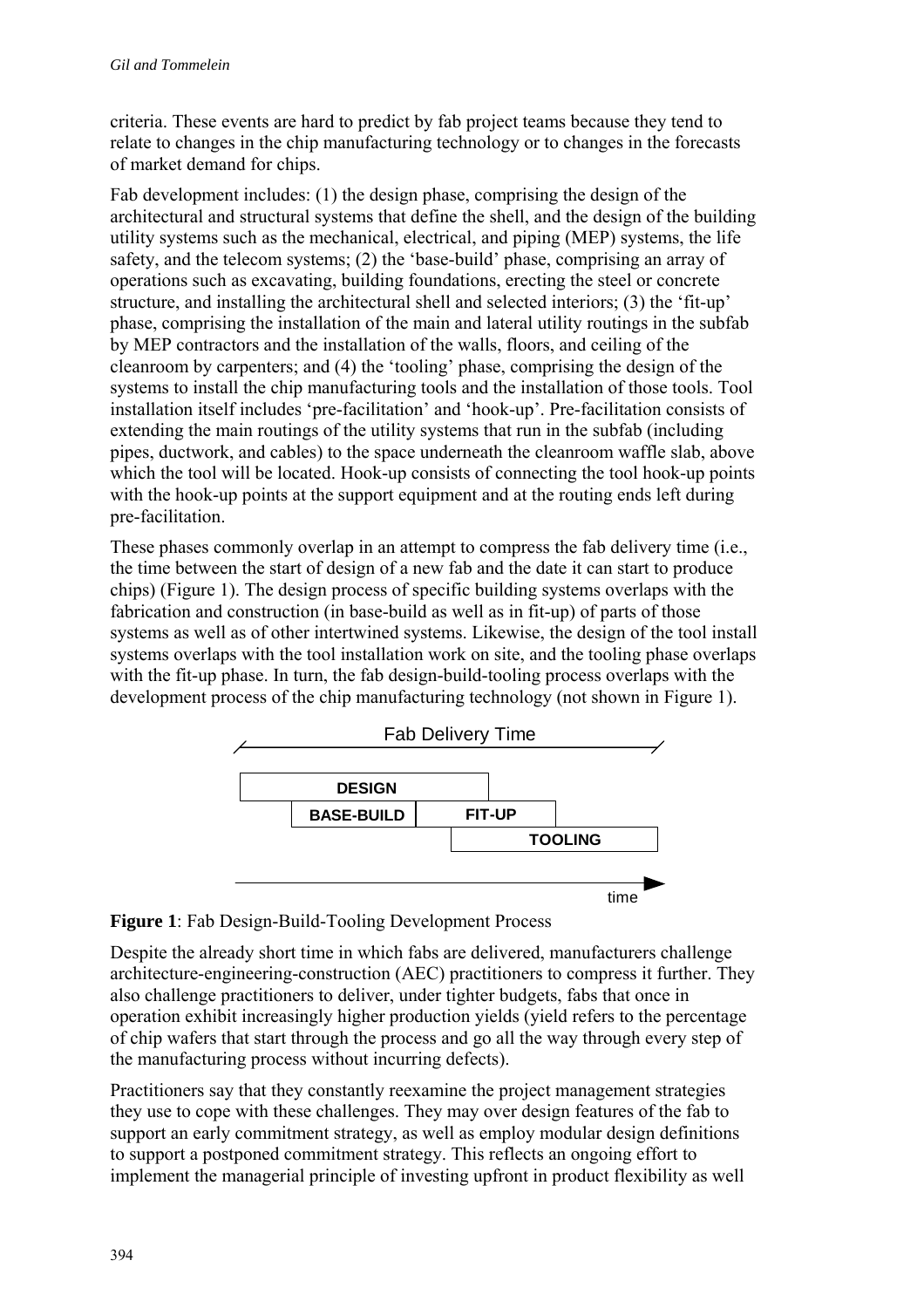criteria. These events are hard to predict by fab project teams because they tend to relate to changes in the chip manufacturing technology or to changes in the forecasts of market demand for chips.

Fab development includes: (1) the design phase, comprising the design of the architectural and structural systems that define the shell, and the design of the building utility systems such as the mechanical, electrical, and piping (MEP) systems, the life safety, and the telecom systems; (2) the 'base-build' phase, comprising an array of operations such as excavating, building foundations, erecting the steel or concrete structure, and installing the architectural shell and selected interiors; (3) the 'fit-up' phase, comprising the installation of the main and lateral utility routings in the subfab by MEP contractors and the installation of the walls, floors, and ceiling of the cleanroom by carpenters; and (4) the 'tooling' phase, comprising the design of the systems to install the chip manufacturing tools and the installation of those tools. Tool installation itself includes 'pre-facilitation' and 'hook-up'. Pre-facilitation consists of extending the main routings of the utility systems that run in the subfab (including pipes, ductwork, and cables) to the space underneath the cleanroom waffle slab, above which the tool will be located. Hook-up consists of connecting the tool hook-up points with the hook-up points at the support equipment and at the routing ends left during pre-facilitation.

These phases commonly overlap in an attempt to compress the fab delivery time (i.e., the time between the start of design of a new fab and the date it can start to produce chips) (Figure 1). The design process of specific building systems overlaps with the fabrication and construction (in base-build as well as in fit-up) of parts of those systems as well as of other intertwined systems. Likewise, the design of the tool install systems overlaps with the tool installation work on site, and the tooling phase overlaps with the fit-up phase. In turn, the fab design-build-tooling process overlaps with the development process of the chip manufacturing technology (not shown in Figure 1).

Fab Delivery Time

DESIGN

BASE-BUILD

FIT-UP

TOOLING

time

**Figure 1**: Fab Design-Build-Tooling Development Process

Despite the already short time in which fabs are delivered, manufacturers challenge architecture-engineering-construction (AEC) practitioners to compress it further. They also challenge practitioners to deliver, under tighter budgets, fabs that once in operation exhibit increasingly higher production yields (yield refers to the percentage of chip wafers that start through the process and go all the way through every step of the manufacturing process without incurring defects).

Practitioners say that they constantly reexamine the project management strategies they use to cope with these challenges. They may over design features of the fab to support an early commitment strategy, as well as employ modular design definitions to support a postponed commitment strategy. This reflects an ongoing effort to implement the managerial principle of investing upfront in product flexibility as well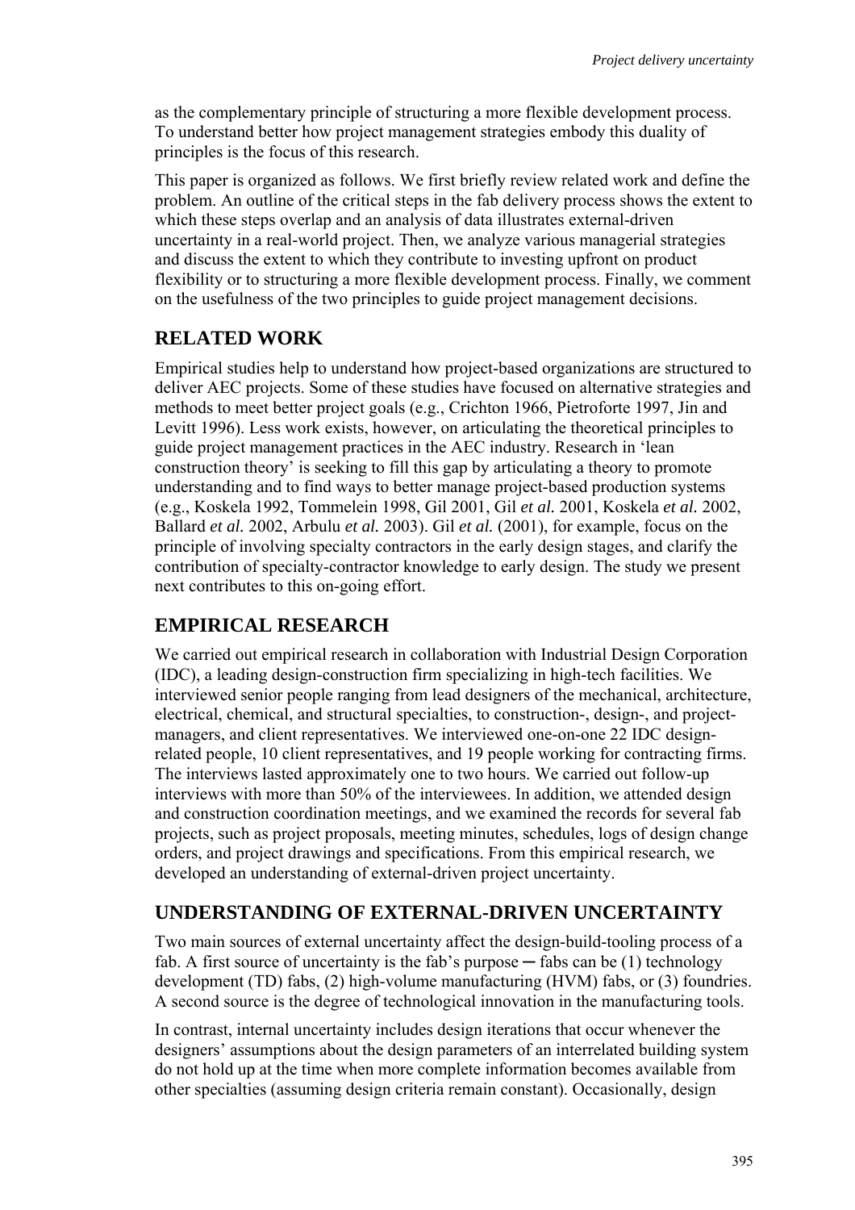as the complementary principle of structuring a more flexible development process. To understand better how project management strategies embody this duality of principles is the focus of this research.

This paper is organized as follows. We first briefly review related work and define the problem. An outline of the critical steps in the fab delivery process shows the extent to which these steps overlap and an analysis of data illustrates external-driven uncertainty in a real-world project. Then, we analyze various managerial strategies and discuss the extent to which they contribute to investing upfront on product flexibility or to structuring a more flexible development process. Finally, we comment on the usefulness of the two principles to guide project management decisions.

## RELATED WORK

Empirical studies help to understand how project-based organizations are structured to deliver AEC projects. Some of these studies have focused on alternative strategies and methods to meet better project goals (e.g., Crichton 1966, Pietroforte 1997, Jin and Levitt 1996). Less work exists, however, on articulating the theoretical principles to guide project management practices in the AEC industry. Research in 'lean construction theory' is seeking to fill this gap by articulating a theory to promote understanding and to find ways to better manage project-based production systems (e.g., Koskela 1992, Tommelein 1998, Gil 2001, Gil *et al.* 2001, Koskela *et al.* 2002, Ballard *et al.* 2002, Arbulu *et al.* 2003). Gil *et al.* (2001), for example, focus on the principle of involving specialty contractors in the early design stages, and clarify the contribution of specialty-contractor knowledge to early design. The study we present next contributes to this on-going effort.

## EMPIRICAL RESEARCH

We carried out empirical research in collaboration with Industrial Design Corporation (IDC), a leading design-construction firm specializing in high-tech facilities. We interviewed senior people ranging from lead designers of the mechanical, architecture, electrical, chemical, and structural specialties, to construction-, design-, and project-managers, and client representatives. We interviewed one-on-one 22 IDC design-related people, 10 client representatives, and 19 people working for contracting firms. The interviews lasted approximately one to two hours. We carried out follow-up interviews with more than 50% of the interviewees. In addition, we attended design and construction coordination meetings, and we examined the records for several fab projects, such as project proposals, meeting minutes, schedules, logs of design change orders, and project drawings and specifications. From this empirical research, we developed an understanding of external-driven project uncertainty.

## UNDERSTANDING OF EXTERNAL-DRIVEN UNCERTAINTY

Two main sources of external uncertainty affect the design-build-tooling process of a fab. A first source of uncertainty is the fab's purpose ─ fabs can be (1) technology development (TD) fabs, (2) high-volume manufacturing (HVM) fabs, or (3) foundries. A second source is the degree of technological innovation in the manufacturing tools.

In contrast, internal uncertainty includes design iterations that occur whenever the designers' assumptions about the design parameters of an interrelated building system do not hold up at the time when more complete information becomes available from other specialties (assuming design criteria remain constant). Occasionally, design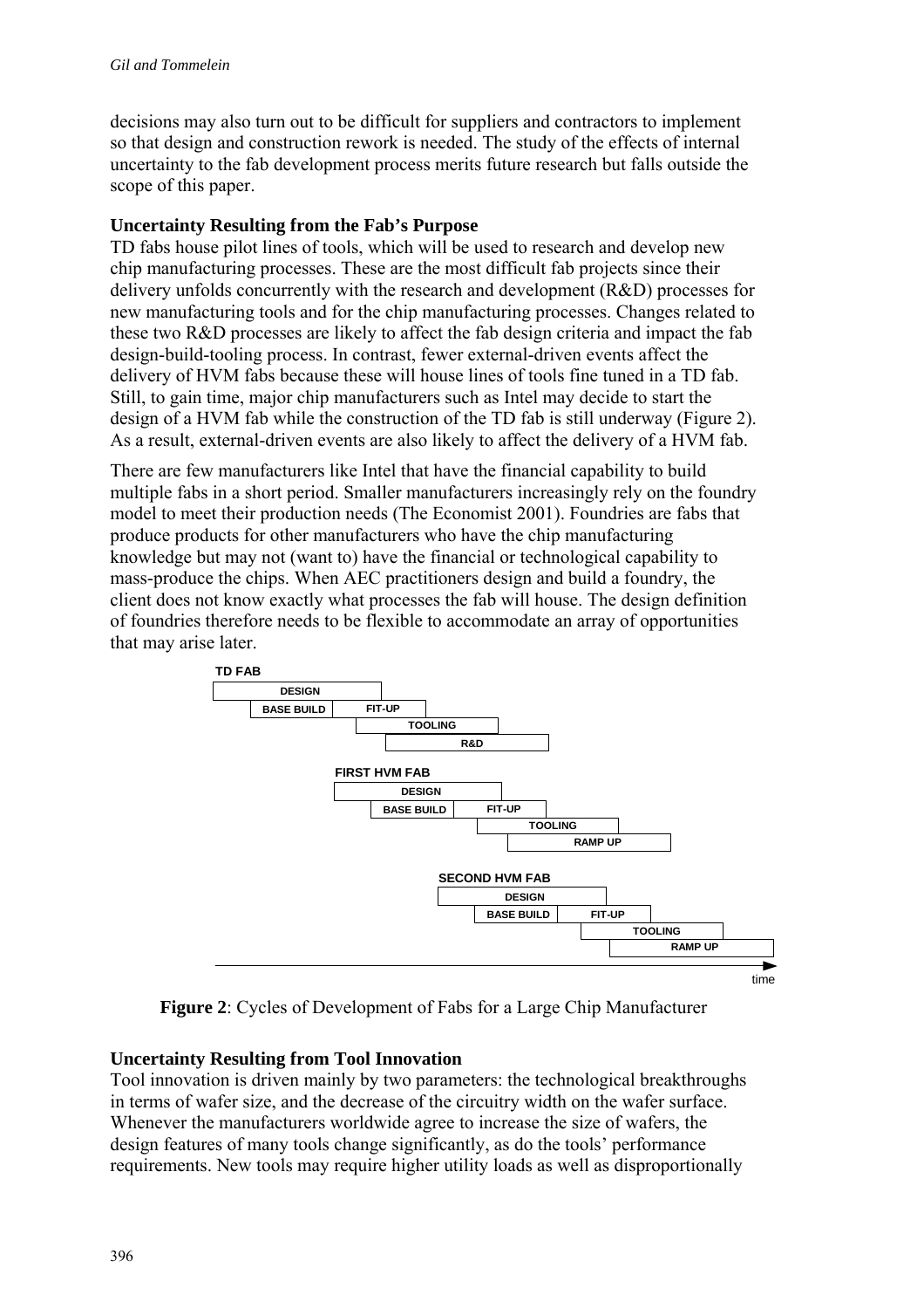decisions may also turn out to be difficult for suppliers and contractors to implement so that design and construction rework is needed. The study of the effects of internal uncertainty to the fab development process merits future research but falls outside the scope of this paper.

### Uncertainty Resulting from the Fab's Purpose

TD fabs house pilot lines of tools, which will be used to research and develop new chip manufacturing processes. These are the most difficult fab projects since their delivery unfolds concurrently with the research and development (R&D) processes for new manufacturing tools and for the chip manufacturing processes. Changes related to these two R&D processes are likely to affect the fab design criteria and impact the fab design-build-tooling process. In contrast, fewer external-driven events affect the delivery of HVM fabs because these will house lines of tools fine tuned in a TD fab. Still, to gain time, major chip manufacturers such as Intel may decide to start the design of a HVM fab while the construction of the TD fab is still underway (Figure 2). As a result, external-driven events are also likely to affect the delivery of a HVM fab.

There are few manufacturers like Intel that have the financial capability to build multiple fabs in a short period. Smaller manufacturers increasingly rely on the foundry model to meet their production needs (The Economist 2001). Foundries are fabs that produce products for other manufacturers who have the chip manufacturing knowledge but may not (want to) have the financial or technological capability to mass-produce the chips. When AEC practitioners design and build a foundry, the client does not know exactly what processes the fab will house. The design definition of foundries therefore needs to be flexible to accommodate an array of opportunities that may arise later.

TD FAB
DESIGN
BASE BUILD
FIT-UP
TOOLING
R&D

FIRST HVM FAB
DESIGN
BASE BUILD
FIT-UP
TOOLING
RAMP UP

SECOND HVM FAB
DESIGN
BASE BUILD
FIT-UP
TOOLING
RAMP UP

time

**Figure 2**: Cycles of Development of Fabs for a Large Chip Manufacturer

### Uncertainty Resulting from Tool Innovation

Tool innovation is driven mainly by two parameters: the technological breakthroughs in terms of wafer size, and the decrease of the circuitry width on the wafer surface. Whenever the manufacturers worldwide agree to increase the size of wafers, the design features of many tools change significantly, as do the tools' performance requirements. New tools may require higher utility loads as well as disproportionally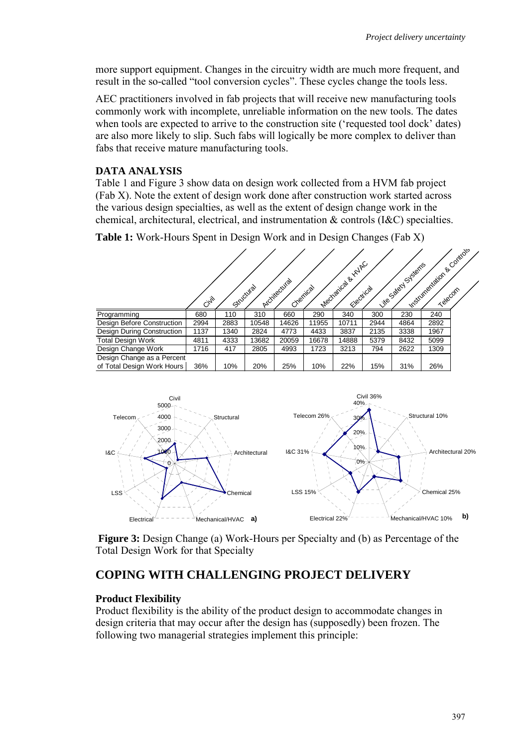more support equipment. Changes in the circuitry width are much more frequent, and result in the so-called "tool conversion cycles". These cycles change the tools less.

AEC practitioners involved in fab projects that will receive new manufacturing tools commonly work with incomplete, unreliable information on the new tools. The dates when tools are expected to arrive to the construction site ('requested tool dock' dates) are also more likely to slip. Such fabs will logically be more complex to deliver than fabs that receive mature manufacturing tools.

### DATA ANALYSIS

Table 1 and Figure 3 show data on design work collected from a HVM fab project (Fab X). Note the extent of design work done after construction work started across the various design specialties, as well as the extent of design change work in the chemical, architectural, electrical, and instrumentation & controls (I&C) specialties.

**Table 1:** Work-Hours Spent in Design Work and in Design Changes (Fab X)

| | Civil | Structural | Architectural | Chemical | Mechanical & HVAC | Electrical | Life Safety Systems | Instrumentation & Controls | Telecom |
|---|---|---|---|---|---|---|---|---|---|
| Programming | 680 | 110 | 310 | 660 | 290 | 340 | 300 | 230 | 240 |
| Design Before Construction | 2994 | 2883 | 10548 | 14626 | 11955 | 10711 | 2944 | 4864 | 2892 |
| Design During Construction | 1137 | 1340 | 2824 | 4773 | 4433 | 3837 | 2135 | 3338 | 1967 |
| Total Design Work | 4811 | 4333 | 13682 | 20059 | 16678 | 14888 | 5379 | 8432 | 5099 |
| Design Change Work | 1716 | 417 | 2805 | 4993 | 1723 | 3213 | 794 | 2622 | 1309 |
| Design Change as a Percent of Total Design Work Hours | 36% | 10% | 20% | 25% | 10% | 22% | 15% | 31% | 26% |

a)
Civil
5000
4000
3000
2000
1000
0
Structural
Architectural
Chemical
Mechanical/HVAC
Electrical
LSS
I&C
Telecom

b)
Civil 36%
40%
30%
20%
10%
0%
Structural 10%
Architectural 20%
Chemical 25%
Mechanical/HVAC 10%
Electrical 22%
LSS 15%
I&C 31%
Telecom 26%

**Figure 3:** Design Change (a) Work-Hours per Specialty and (b) as Percentage of the Total Design Work for that Specialty

## COPING WITH CHALLENGING PROJECT DELIVERY

### Product Flexibility

Product flexibility is the ability of the product design to accommodate changes in design criteria that may occur after the design has (supposedly) been frozen. The following two managerial strategies implement this principle: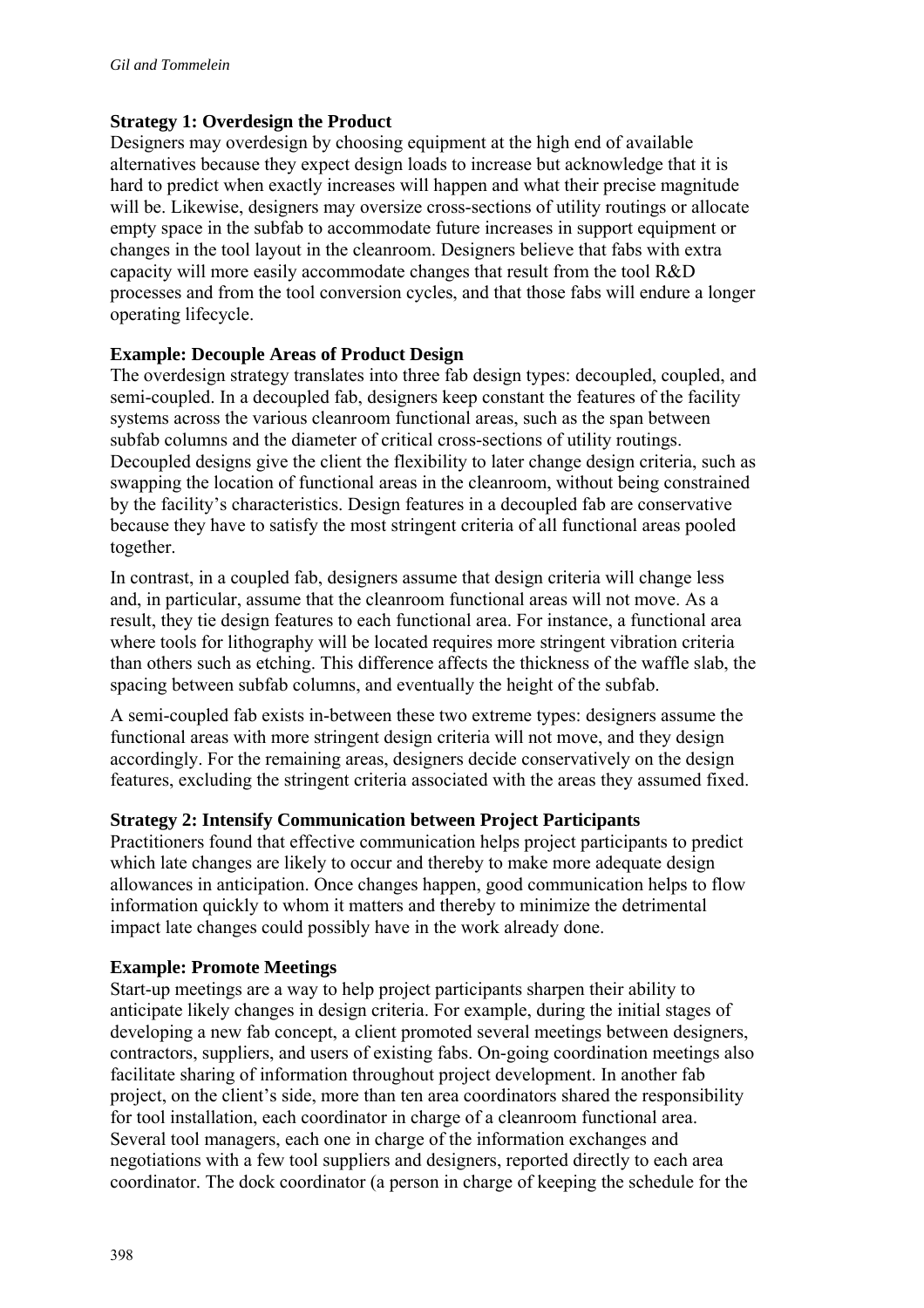**Strategy 1: Overdesign the Product**

Designers may overdesign by choosing equipment at the high end of available alternatives because they expect design loads to increase but acknowledge that it is hard to predict when exactly increases will happen and what their precise magnitude will be. Likewise, designers may oversize cross-sections of utility routings or allocate empty space in the subfab to accommodate future increases in support equipment or changes in the tool layout in the cleanroom. Designers believe that fabs with extra capacity will more easily accommodate changes that result from the tool R&D processes and from the tool conversion cycles, and that those fabs will endure a longer operating lifecycle.

**Example: Decouple Areas of Product Design**

The overdesign strategy translates into three fab design types: decoupled, coupled, and semi-coupled. In a decoupled fab, designers keep constant the features of the facility systems across the various cleanroom functional areas, such as the span between subfab columns and the diameter of critical cross-sections of utility routings. Decoupled designs give the client the flexibility to later change design criteria, such as swapping the location of functional areas in the cleanroom, without being constrained by the facility's characteristics. Design features in a decoupled fab are conservative because they have to satisfy the most stringent criteria of all functional areas pooled together.

In contrast, in a coupled fab, designers assume that design criteria will change less and, in particular, assume that the cleanroom functional areas will not move. As a result, they tie design features to each functional area. For instance, a functional area where tools for lithography will be located requires more stringent vibration criteria than others such as etching. This difference affects the thickness of the waffle slab, the spacing between subfab columns, and eventually the height of the subfab.

A semi-coupled fab exists in-between these two extreme types: designers assume the functional areas with more stringent design criteria will not move, and they design accordingly. For the remaining areas, designers decide conservatively on the design features, excluding the stringent criteria associated with the areas they assumed fixed.

**Strategy 2: Intensify Communication between Project Participants**

Practitioners found that effective communication helps project participants to predict which late changes are likely to occur and thereby to make more adequate design allowances in anticipation. Once changes happen, good communication helps to flow information quickly to whom it matters and thereby to minimize the detrimental impact late changes could possibly have in the work already done.

**Example: Promote Meetings**

Start-up meetings are a way to help project participants sharpen their ability to anticipate likely changes in design criteria. For example, during the initial stages of developing a new fab concept, a client promoted several meetings between designers, contractors, suppliers, and users of existing fabs. On-going coordination meetings also facilitate sharing of information throughout project development. In another fab project, on the client's side, more than ten area coordinators shared the responsibility for tool installation, each coordinator in charge of a cleanroom functional area. Several tool managers, each one in charge of the information exchanges and negotiations with a few tool suppliers and designers, reported directly to each area coordinator. The dock coordinator (a person in charge of keeping the schedule for the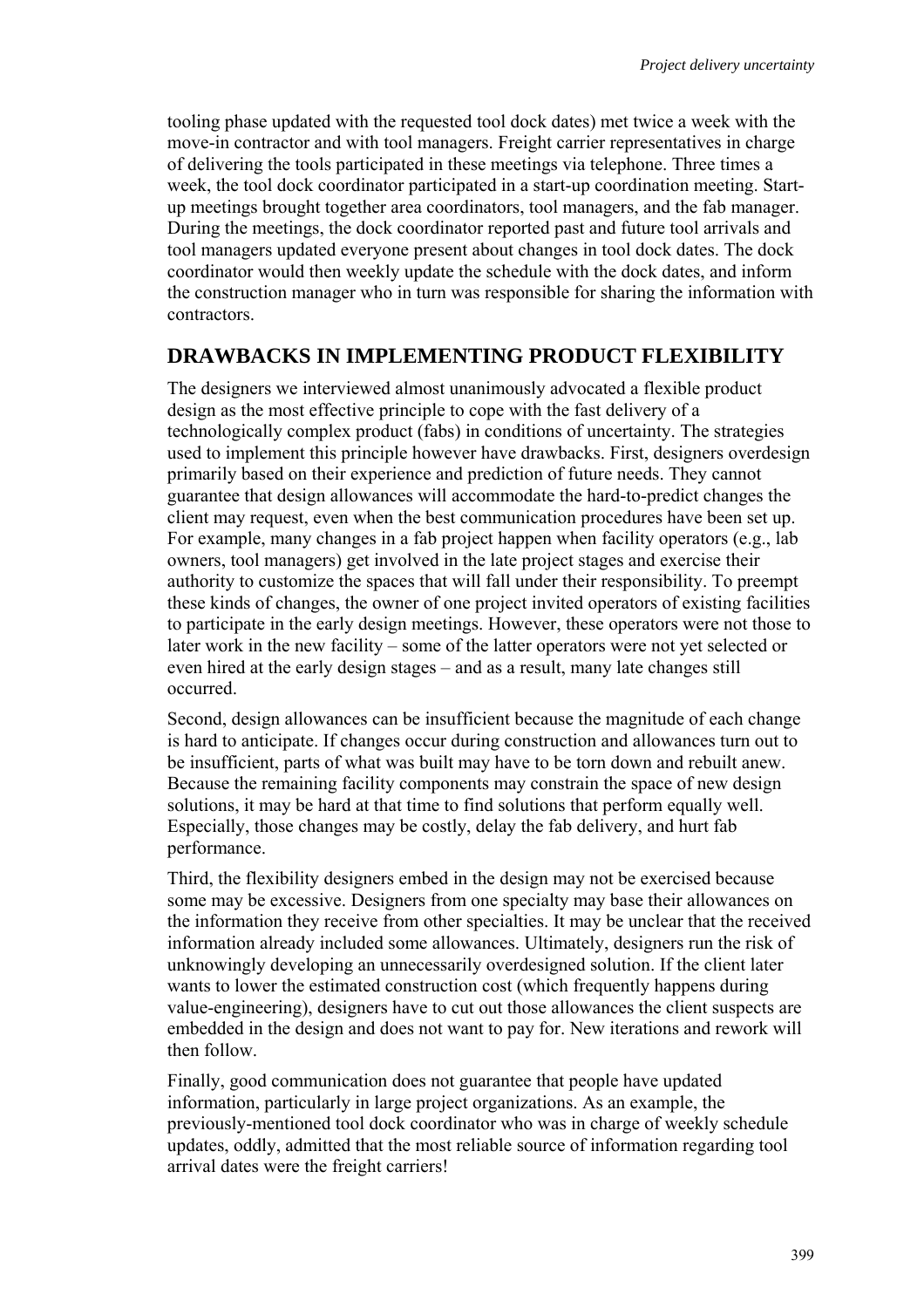tooling phase updated with the requested tool dock dates) met twice a week with the move-in contractor and with tool managers. Freight carrier representatives in charge of delivering the tools participated in these meetings via telephone. Three times a week, the tool dock coordinator participated in a start-up coordination meeting. Start-up meetings brought together area coordinators, tool managers, and the fab manager. During the meetings, the dock coordinator reported past and future tool arrivals and tool managers updated everyone present about changes in tool dock dates. The dock coordinator would then weekly update the schedule with the dock dates, and inform the construction manager who in turn was responsible for sharing the information with contractors.

## DRAWBACKS IN IMPLEMENTING PRODUCT FLEXIBILITY

The designers we interviewed almost unanimously advocated a flexible product design as the most effective principle to cope with the fast delivery of a technologically complex product (fabs) in conditions of uncertainty. The strategies used to implement this principle however have drawbacks. First, designers overdesign primarily based on their experience and prediction of future needs. They cannot guarantee that design allowances will accommodate the hard-to-predict changes the client may request, even when the best communication procedures have been set up. For example, many changes in a fab project happen when facility operators (e.g., lab owners, tool managers) get involved in the late project stages and exercise their authority to customize the spaces that will fall under their responsibility. To preempt these kinds of changes, the owner of one project invited operators of existing facilities to participate in the early design meetings. However, these operators were not those to later work in the new facility – some of the latter operators were not yet selected or even hired at the early design stages – and as a result, many late changes still occurred.

Second, design allowances can be insufficient because the magnitude of each change is hard to anticipate. If changes occur during construction and allowances turn out to be insufficient, parts of what was built may have to be torn down and rebuilt anew. Because the remaining facility components may constrain the space of new design solutions, it may be hard at that time to find solutions that perform equally well. Especially, those changes may be costly, delay the fab delivery, and hurt fab performance.

Third, the flexibility designers embed in the design may not be exercised because some may be excessive. Designers from one specialty may base their allowances on the information they receive from other specialties. It may be unclear that the received information already included some allowances. Ultimately, designers run the risk of unknowingly developing an unnecessarily overdesigned solution. If the client later wants to lower the estimated construction cost (which frequently happens during value-engineering), designers have to cut out those allowances the client suspects are embedded in the design and does not want to pay for. New iterations and rework will then follow.

Finally, good communication does not guarantee that people have updated information, particularly in large project organizations. As an example, the previously-mentioned tool dock coordinator who was in charge of weekly schedule updates, oddly, admitted that the most reliable source of information regarding tool arrival dates were the freight carriers!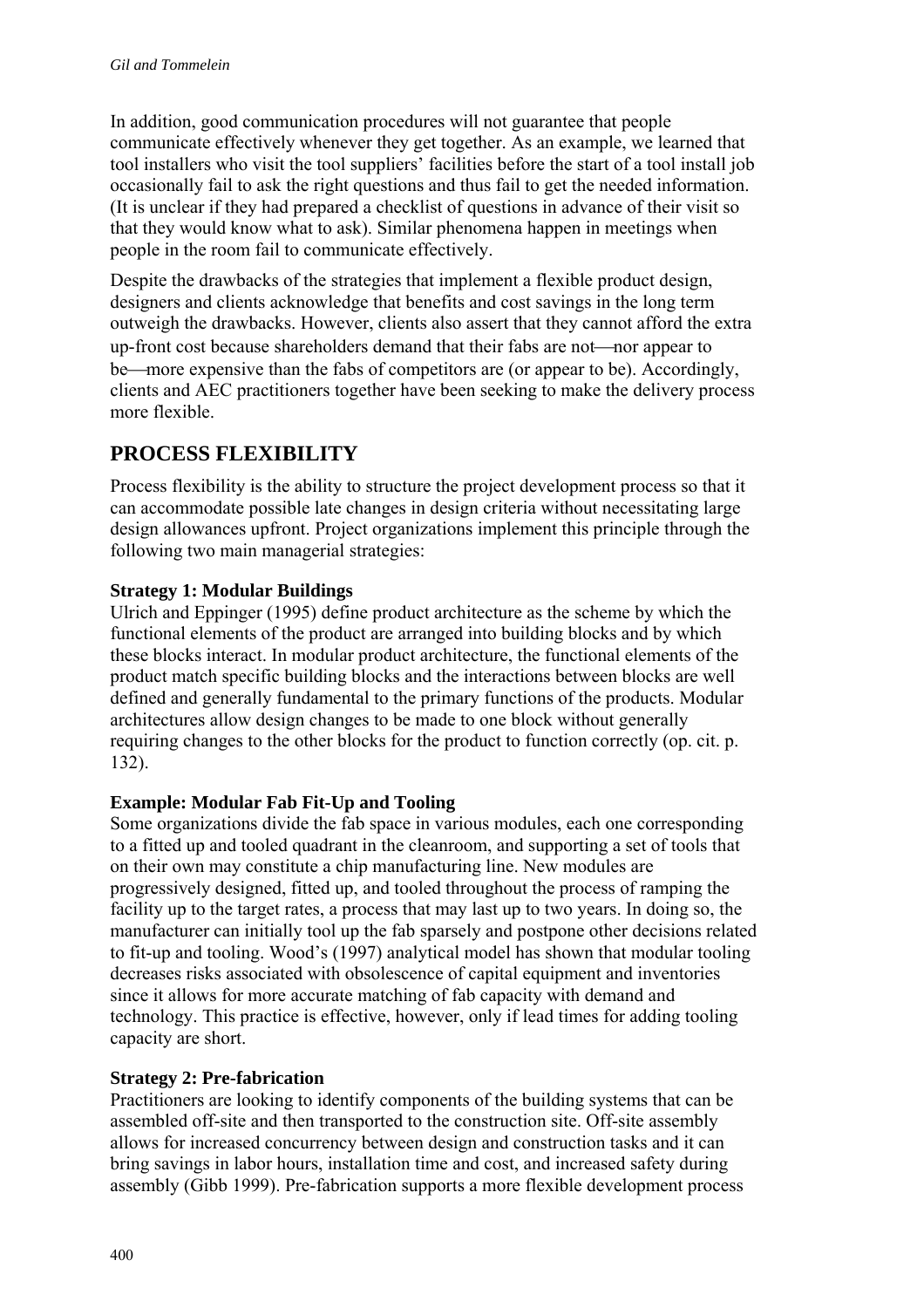In addition, good communication procedures will not guarantee that people communicate effectively whenever they get together. As an example, we learned that tool installers who visit the tool suppliers' facilities before the start of a tool install job occasionally fail to ask the right questions and thus fail to get the needed information. (It is unclear if they had prepared a checklist of questions in advance of their visit so that they would know what to ask). Similar phenomena happen in meetings when people in the room fail to communicate effectively.

Despite the drawbacks of the strategies that implement a flexible product design, designers and clients acknowledge that benefits and cost savings in the long term outweigh the drawbacks. However, clients also assert that they cannot afford the extra up-front cost because shareholders demand that their fabs are not—nor appear to be—more expensive than the fabs of competitors are (or appear to be). Accordingly, clients and AEC practitioners together have been seeking to make the delivery process more flexible.

## PROCESS FLEXIBILITY

Process flexibility is the ability to structure the project development process so that it can accommodate possible late changes in design criteria without necessitating large design allowances upfront. Project organizations implement this principle through the following two main managerial strategies:

**Strategy 1: Modular Buildings**

Ulrich and Eppinger (1995) define product architecture as the scheme by which the functional elements of the product are arranged into building blocks and by which these blocks interact. In modular product architecture, the functional elements of the product match specific building blocks and the interactions between blocks are well defined and generally fundamental to the primary functions of the products. Modular architectures allow design changes to be made to one block without generally requiring changes to the other blocks for the product to function correctly (op. cit. p. 132).

**Example: Modular Fab Fit-Up and Tooling**

Some organizations divide the fab space in various modules, each one corresponding to a fitted up and tooled quadrant in the cleanroom, and supporting a set of tools that on their own may constitute a chip manufacturing line. New modules are progressively designed, fitted up, and tooled throughout the process of ramping the facility up to the target rates, a process that may last up to two years. In doing so, the manufacturer can initially tool up the fab sparsely and postpone other decisions related to fit-up and tooling. Wood's (1997) analytical model has shown that modular tooling decreases risks associated with obsolescence of capital equipment and inventories since it allows for more accurate matching of fab capacity with demand and technology. This practice is effective, however, only if lead times for adding tooling capacity are short.

**Strategy 2: Pre-fabrication**

Practitioners are looking to identify components of the building systems that can be assembled off-site and then transported to the construction site. Off-site assembly allows for increased concurrency between design and construction tasks and it can bring savings in labor hours, installation time and cost, and increased safety during assembly (Gibb 1999). Pre-fabrication supports a more flexible development process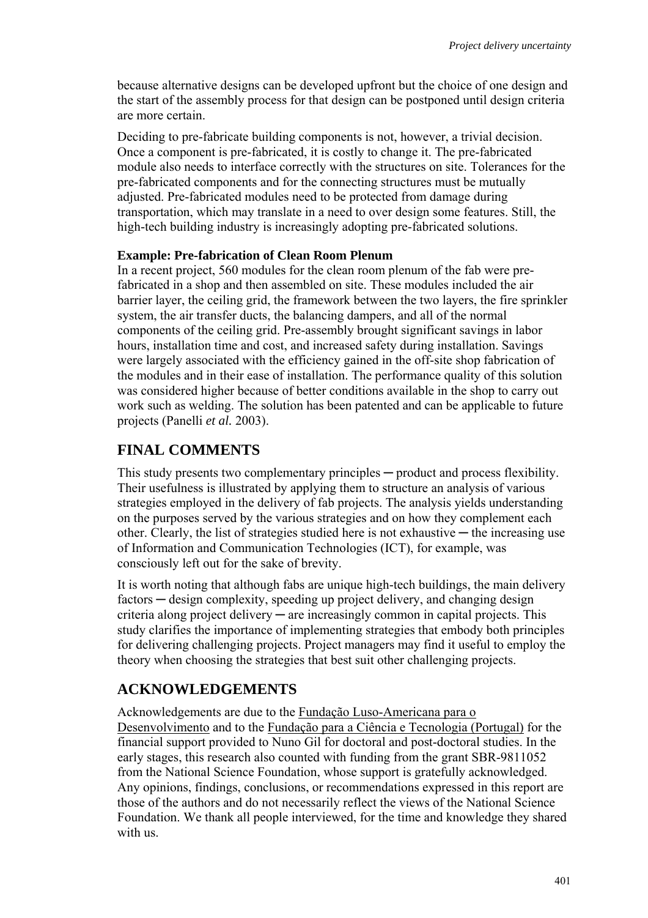because alternative designs can be developed upfront but the choice of one design and the start of the assembly process for that design can be postponed until design criteria are more certain.

Deciding to pre-fabricate building components is not, however, a trivial decision. Once a component is pre-fabricated, it is costly to change it. The pre-fabricated module also needs to interface correctly with the structures on site. Tolerances for the pre-fabricated components and for the connecting structures must be mutually adjusted. Pre-fabricated modules need to be protected from damage during transportation, which may translate in a need to over design some features. Still, the high-tech building industry is increasingly adopting pre-fabricated solutions.

**Example: Pre-fabrication of Clean Room Plenum**
In a recent project, 560 modules for the clean room plenum of the fab were pre-fabricated in a shop and then assembled on site. These modules included the air barrier layer, the ceiling grid, the framework between the two layers, the fire sprinkler system, the air transfer ducts, the balancing dampers, and all of the normal components of the ceiling grid. Pre-assembly brought significant savings in labor hours, installation time and cost, and increased safety during installation. Savings were largely associated with the efficiency gained in the off-site shop fabrication of the modules and in their ease of installation. The performance quality of this solution was considered higher because of better conditions available in the shop to carry out work such as welding. The solution has been patented and can be applicable to future projects (Panelli *et al.* 2003).

## FINAL COMMENTS

This study presents two complementary principles ─ product and process flexibility. Their usefulness is illustrated by applying them to structure an analysis of various strategies employed in the delivery of fab projects. The analysis yields understanding on the purposes served by the various strategies and on how they complement each other. Clearly, the list of strategies studied here is not exhaustive ─ the increasing use of Information and Communication Technologies (ICT), for example, was consciously left out for the sake of brevity.

It is worth noting that although fabs are unique high-tech buildings, the main delivery factors ─ design complexity, speeding up project delivery, and changing design criteria along project delivery ─ are increasingly common in capital projects. This study clarifies the importance of implementing strategies that embody both principles for delivering challenging projects. Project managers may find it useful to employ the theory when choosing the strategies that best suit other challenging projects.

## ACKNOWLEDGEMENTS

Acknowledgements are due to the Fundação Luso-Americana para o Desenvolvimento and to the Fundação para a Ciência e Tecnologia (Portugal) for the financial support provided to Nuno Gil for doctoral and post-doctoral studies. In the early stages, this research also counted with funding from the grant SBR-9811052 from the National Science Foundation, whose support is gratefully acknowledged. Any opinions, findings, conclusions, or recommendations expressed in this report are those of the authors and do not necessarily reflect the views of the National Science Foundation. We thank all people interviewed, for the time and knowledge they shared with us.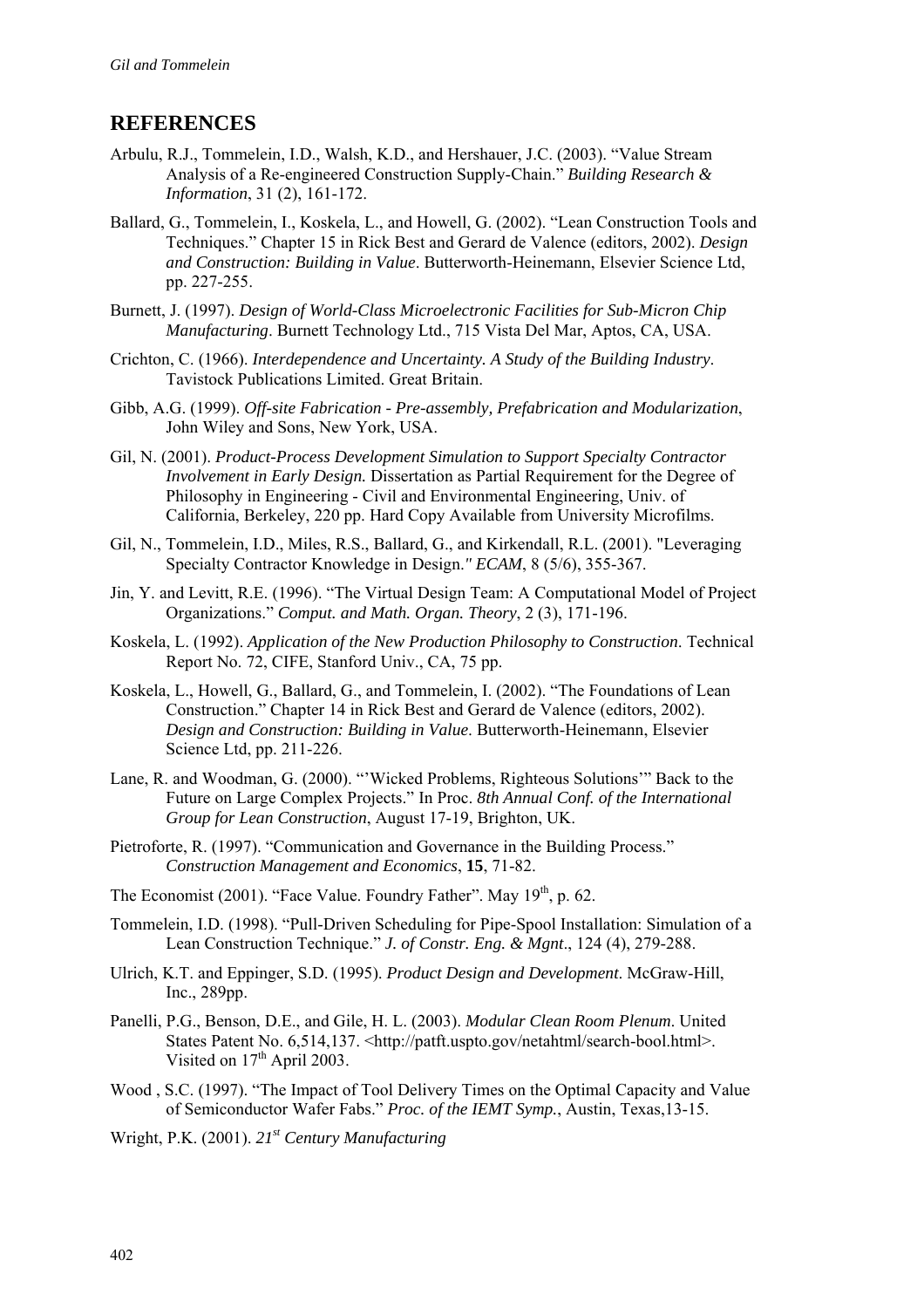## REFERENCES

Arbulu, R.J., Tommelein, I.D., Walsh, K.D., and Hershauer, J.C. (2003). "Value Stream Analysis of a Re-engineered Construction Supply-Chain." *Building Research & Information*, 31 (2), 161-172.

Ballard, G., Tommelein, I., Koskela, L., and Howell, G. (2002). "Lean Construction Tools and Techniques." Chapter 15 in Rick Best and Gerard de Valence (editors, 2002). *Design and Construction: Building in Value*. Butterworth-Heinemann, Elsevier Science Ltd, pp. 227-255.

Burnett, J. (1997). *Design of World-Class Microelectronic Facilities for Sub-Micron Chip Manufacturing*. Burnett Technology Ltd., 715 Vista Del Mar, Aptos, CA, USA.

Crichton, C. (1966). *Interdependence and Uncertainty. A Study of the Building Industry*. Tavistock Publications Limited. Great Britain.

Gibb, A.G. (1999). *Off-site Fabrication - Pre-assembly, Prefabrication and Modularization*, John Wiley and Sons, New York, USA.

Gil, N. (2001). *Product-Process Development Simulation to Support Specialty Contractor Involvement in Early Design.* Dissertation as Partial Requirement for the Degree of Philosophy in Engineering - Civil and Environmental Engineering, Univ. of California, Berkeley, 220 pp. Hard Copy Available from University Microfilms.

Gil, N., Tommelein, I.D., Miles, R.S., Ballard, G., and Kirkendall, R.L. (2001). "Leveraging Specialty Contractor Knowledge in Design." *ECAM*, 8 (5/6), 355-367.

Jin, Y. and Levitt, R.E. (1996). "The Virtual Design Team: A Computational Model of Project Organizations." *Comput. and Math. Organ. Theory*, 2 (3), 171-196.

Koskela, L. (1992). *Application of the New Production Philosophy to Construction*. Technical Report No. 72, CIFE, Stanford Univ., CA, 75 pp.

Koskela, L., Howell, G., Ballard, G., and Tommelein, I. (2002). "The Foundations of Lean Construction." Chapter 14 in Rick Best and Gerard de Valence (editors, 2002). *Design and Construction: Building in Value*. Butterworth-Heinemann, Elsevier Science Ltd, pp. 211-226.

Lane, R. and Woodman, G. (2000). "'Wicked Problems, Righteous Solutions'" Back to the Future on Large Complex Projects." In Proc. *8th Annual Conf. of the International Group for Lean Construction*, August 17-19, Brighton, UK.

Pietroforte, R. (1997). "Communication and Governance in the Building Process." *Construction Management and Economics*, **15**, 71-82.

The Economist (2001). "Face Value. Foundry Father". May 19th, p. 62.

Tommelein, I.D. (1998). "Pull-Driven Scheduling for Pipe-Spool Installation: Simulation of a Lean Construction Technique." *J. of Constr. Eng. & Mgnt*., 124 (4), 279-288.

Ulrich, K.T. and Eppinger, S.D. (1995). *Product Design and Development*. McGraw-Hill, Inc., 289pp.

Panelli, P.G., Benson, D.E., and Gile, H. L. (2003). *Modular Clean Room Plenum*. United States Patent No. 6,514,137. <http://patft.uspto.gov/netahtml/search-bool.html>. Visited on 17th April 2003.

Wood , S.C. (1997). "The Impact of Tool Delivery Times on the Optimal Capacity and Value of Semiconductor Wafer Fabs." *Proc. of the IEMT Symp.*, Austin, Texas,13-15.

Wright, P.K. (2001). *21st Century Manufacturing*